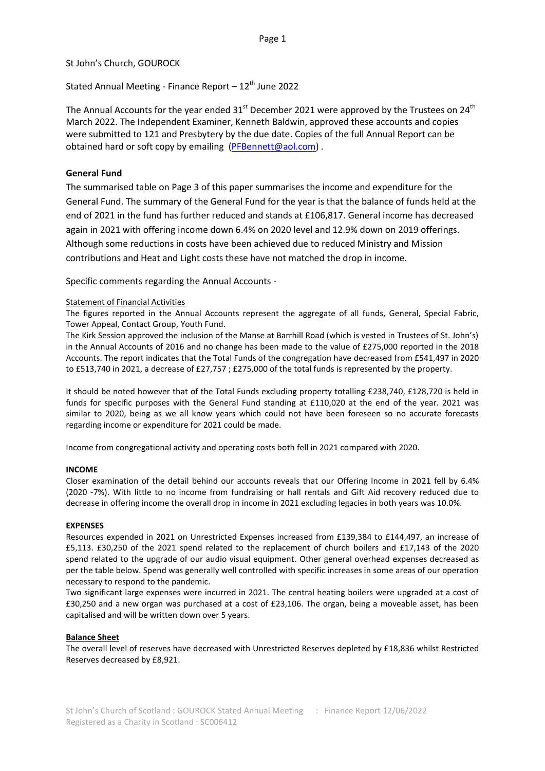St John's Church, GOUROCK

Stated Annual Meeting - Finance Report – 12th June 2022

The Annual Accounts for the year ended 31st December 2021 were approved by the Trustees on 24th March 2022. The Independent Examiner, Kenneth Baldwin, approved these accounts and copies were submitted to 121 and Presbytery by the due date. Copies of the full Annual Report can be obtained hard or soft copy by emailing (PFBennett@aol.com) .

## General Fund

The summarised table on Page 3 of this paper summarises the income and expenditure for the General Fund. The summary of the General Fund for the year is that the balance of funds held at the end of 2021 in the fund has further reduced and stands at £106,817. General income has decreased again in 2021 with offering income down 6.4% on 2020 level and 12.9% down on 2019 offerings. Although some reductions in costs have been achieved due to reduced Ministry and Mission contributions and Heat and Light costs these have not matched the drop in income.

Specific comments regarding the Annual Accounts -

Statement of Financial Activities

The figures reported in the Annual Accounts represent the aggregate of all funds, General, Special Fabric, Tower Appeal, Contact Group, Youth Fund.

The Kirk Session approved the inclusion of the Manse at Barrhill Road (which is vested in Trustees of St. John's) in the Annual Accounts of 2016 and no change has been made to the value of £275,000 reported in the 2018 Accounts. The report indicates that the Total Funds of the congregation have decreased from £541,497 in 2020 to £513,740 in 2021, a decrease of £27,757 ; £275,000 of the total funds is represented by the property.

It should be noted however that of the Total Funds excluding property totalling £238,740, £128,720 is held in funds for specific purposes with the General Fund standing at £110,020 at the end of the year. 2021 was similar to 2020, being as we all know years which could not have been foreseen so no accurate forecasts regarding income or expenditure for 2021 could be made.

Income from congregational activity and operating costs both fell in 2021 compared with 2020.

### INCOME

Closer examination of the detail behind our accounts reveals that our Offering Income in 2021 fell by 6.4% (2020 -7%). With little to no income from fundraising or hall rentals and Gift Aid recovery reduced due to decrease in offering income the overall drop in income in 2021 excluding legacies in both years was 10.0%.

### EXPENSES

Resources expended in 2021 on Unrestricted Expenses increased from £139,384 to £144,497, an increase of £5,113. £30,250 of the 2021 spend related to the replacement of church boilers and £17,143 of the 2020 spend related to the upgrade of our audio visual equipment. Other general overhead expenses decreased as per the table below. Spend was generally well controlled with specific increases in some areas of our operation necessary to respond to the pandemic.

Two significant large expenses were incurred in 2021. The central heating boilers were upgraded at a cost of £30,250 and a new organ was purchased at a cost of £23,106. The organ, being a moveable asset, has been capitalised and will be written down over 5 years.

### Balance Sheet

The overall level of reserves have decreased with Unrestricted Reserves depleted by £18,836 whilst Restricted Reserves decreased by £8,921.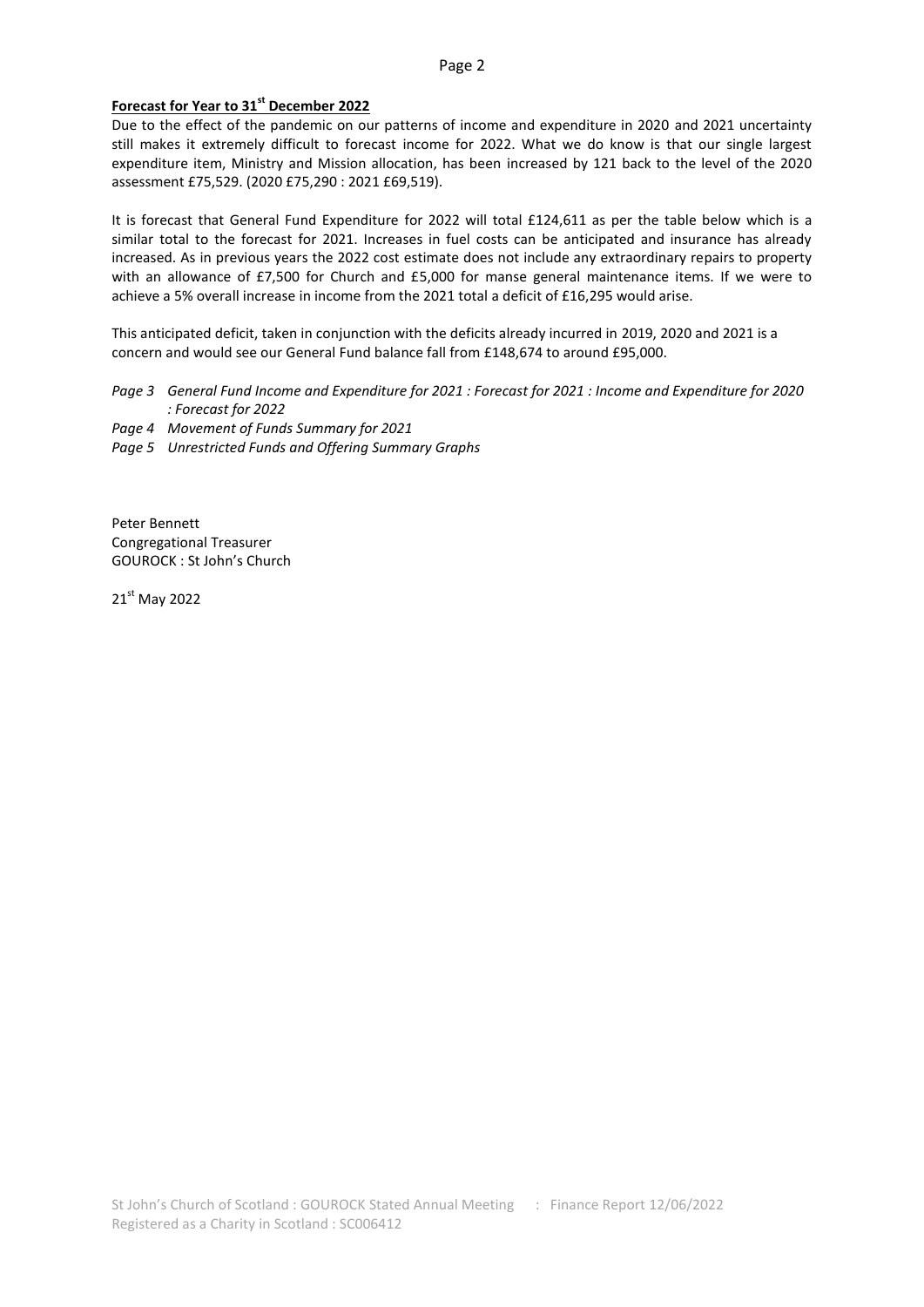**Forecast for Year to 31st December 2022**

Due to the effect of the pandemic on our patterns of income and expenditure in 2020 and 2021 uncertainty still makes it extremely difficult to forecast income for 2022. What we do know is that our single largest expenditure item, Ministry and Mission allocation, has been increased by 121 back to the level of the 2020 assessment £75,529. (2020 £75,290 : 2021 £69,519).

It is forecast that General Fund Expenditure for 2022 will total £124,611 as per the table below which is a similar total to the forecast for 2021. Increases in fuel costs can be anticipated and insurance has already increased. As in previous years the 2022 cost estimate does not include any extraordinary repairs to property with an allowance of £7,500 for Church and £5,000 for manse general maintenance items. If we were to achieve a 5% overall increase in income from the 2021 total a deficit of £16,295 would arise.

This anticipated deficit, taken in conjunction with the deficits already incurred in 2019, 2020 and 2021 is a concern and would see our General Fund balance fall from £148,674 to around £95,000.

*Page 3 General Fund Income and Expenditure for 2021 : Forecast for 2021 : Income and Expenditure for 2020 : Forecast for 2022*

*Page 4 Movement of Funds Summary for 2021*

*Page 5 Unrestricted Funds and Offering Summary Graphs*

Peter Bennett
Congregational Treasurer
GOUROCK : St John's Church

21st May 2022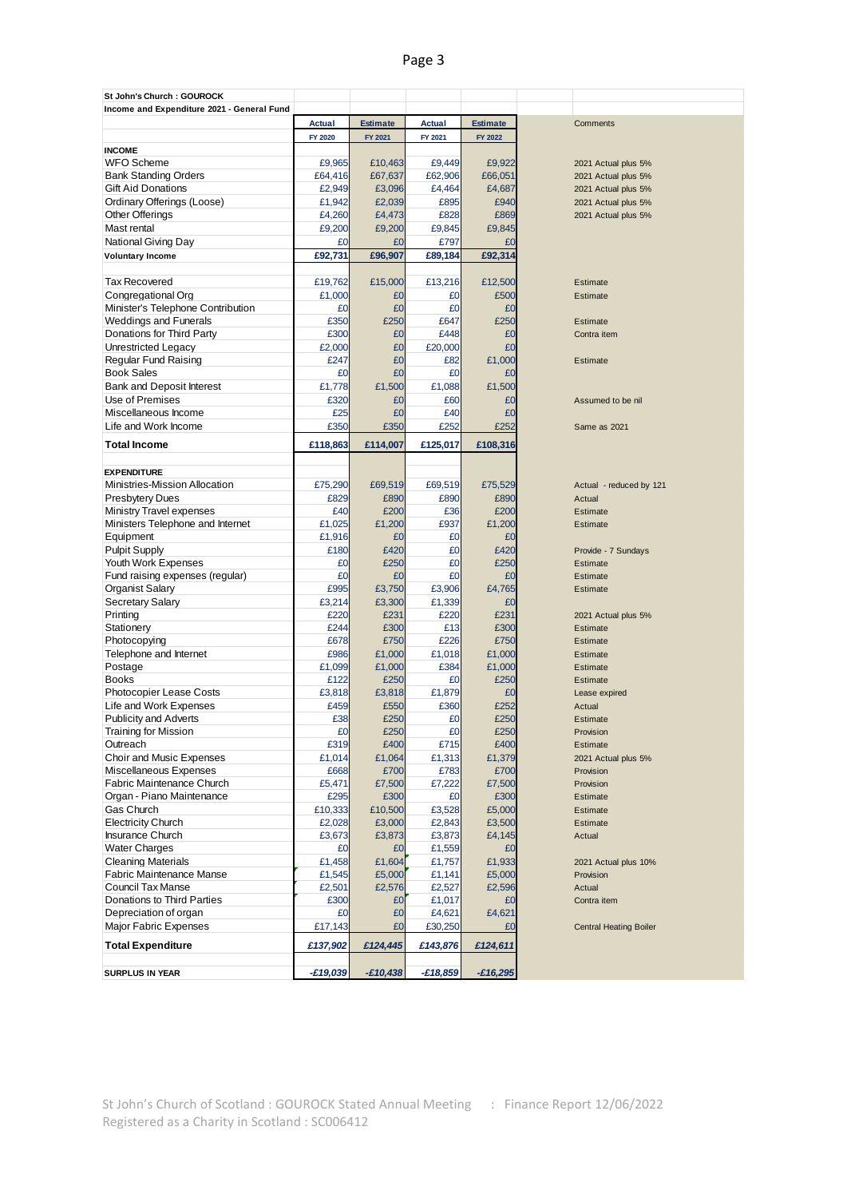**St John's Church : GOUROCK**

**Income and Expenditure 2021 - General Fund**

| | Actual FY 2020 | Estimate FY 2021 | Actual FY 2021 | Estimate FY 2022 | Comments |
|---|---|---|---|---|---|
| **INCOME** | | | | | |
| WFO Scheme | £9,965 | £10,463 | £9,449 | £9,922 | 2021 Actual plus 5% |
| Bank Standing Orders | £64,416 | £67,637 | £62,906 | £66,051 | 2021 Actual plus 5% |
| Gift Aid Donations | £2,949 | £3,096 | £4,464 | £4,687 | 2021 Actual plus 5% |
| Ordinary Offerings (Loose) | £1,942 | £2,039 | £895 | £940 | 2021 Actual plus 5% |
| Other Offerings | £4,260 | £4,473 | £828 | £869 | 2021 Actual plus 5% |
| Mast rental | £9,200 | £9,200 | £9,845 | £9,845 | |
| National Giving Day | £0 | £0 | £797 | £0 | |
| **Voluntary Income** | **£92,731** | **£96,907** | **£89,184** | **£92,314** | |
| | | | | | |
| Tax Recovered | £19,762 | £15,000 | £13,216 | £12,500 | Estimate |
| Congregational Org | £1,000 | £0 | £0 | £500 | Estimate |
| Minister's Telephone Contribution | £0 | £0 | £0 | £0 | |
| Weddings and Funerals | £350 | £250 | £647 | £250 | Estimate |
| Donations for Third Party | £300 | £0 | £448 | £0 | Contra item |
| Unrestricted Legacy | £2,000 | £0 | £20,000 | £0 | |
| Regular Fund Raising | £247 | £0 | £82 | £1,000 | Estimate |
| Book Sales | £0 | £0 | £0 | £0 | |
| Bank and Deposit Interest | £1,778 | £1,500 | £1,088 | £1,500 | |
| Use of Premises | £320 | £0 | £60 | £0 | Assumed to be nil |
| Miscellaneous Income | £25 | £0 | £40 | £0 | |
| Life and Work Income | £350 | £350 | £252 | £252 | Same as 2021 |
| **Total Income** | **£118,863** | **£114,007** | **£125,017** | **£108,316** | |
| | | | | | |
| **EXPENDITURE** | | | | | |
| Ministries-Mission Allocation | £75,290 | £69,519 | £69,519 | £75,529 | Actual - reduced by 121 |
| Presbytery Dues | £829 | £890 | £890 | £890 | Actual |
| Ministry Travel expenses | £40 | £200 | £36 | £200 | Estimate |
| Ministers Telephone and Internet | £1,025 | £1,200 | £937 | £1,200 | Estimate |
| Equipment | £1,916 | £0 | £0 | £0 | |
| Pulpit Supply | £180 | £420 | £0 | £420 | Provide - 7 Sundays |
| Youth Work Expenses | £0 | £250 | £0 | £250 | Estimate |
| Fund raising expenses (regular) | £0 | £0 | £0 | £0 | Estimate |
| Organist Salary | £995 | £3,750 | £3,906 | £4,765 | Estimate |
| Secretary Salary | £3,214 | £3,300 | £1,339 | £0 | |
| Printing | £220 | £231 | £220 | £231 | 2021 Actual plus 5% |
| Stationery | £244 | £300 | £13 | £300 | Estimate |
| Photocopying | £678 | £750 | £226 | £750 | Estimate |
| Telephone and Internet | £986 | £1,000 | £1,018 | £1,000 | Estimate |
| Postage | £1,099 | £1,000 | £384 | £1,000 | Estimate |
| Books | £122 | £250 | £0 | £250 | Estimate |
| Photocopier Lease Costs | £3,818 | £3,818 | £1,879 | £0 | Lease expired |
| Life and Work Expenses | £459 | £550 | £360 | £252 | Actual |
| Publicity and Adverts | £38 | £250 | £0 | £250 | Estimate |
| Training for Mission | £0 | £250 | £0 | £250 | Provision |
| Outreach | £319 | £400 | £715 | £400 | Estimate |
| Choir and Music Expenses | £1,014 | £1,064 | £1,313 | £1,379 | 2021 Actual plus 5% |
| Miscellaneous Expenses | £668 | £700 | £783 | £700 | Provision |
| Fabric Maintenance Church | £5,471 | £7,500 | £7,222 | £7,500 | Provision |
| Organ - Piano Maintenance | £295 | £300 | £0 | £300 | Estimate |
| Gas Church | £10,333 | £10,500 | £3,528 | £5,000 | Estimate |
| Electricity Church | £2,028 | £3,000 | £2,843 | £3,500 | Estimate |
| Insurance Church | £3,673 | £3,873 | £3,873 | £4,145 | Actual |
| Water Charges | £0 | £0 | £1,559 | £0 | |
| Cleaning Materials | £1,458 | £1,604 | £1,757 | £1,933 | 2021 Actual plus 10% |
| Fabric Maintenance Manse | £1,545 | £5,000 | £1,141 | £5,000 | Provision |
| Council Tax Manse | £2,501 | £2,576 | £2,527 | £2,596 | Actual |
| Donations to Third Parties | £300 | £0 | £1,017 | £0 | Contra item |
| Depreciation of organ | £0 | £0 | £4,621 | £4,621 | |
| Major Fabric Expenses | £17,143 | £0 | £30,250 | £0 | Central Heating Boiler |
| **Total Expenditure** | ***£137,902*** | ***£124,445*** | ***£143,876*** | ***£124,611*** | |
| | | | | | |
| **SURPLUS IN YEAR** | ***-£19,039*** | ***-£10,438*** | ***-£18,859*** | ***-£16,295*** | |

St John's Church of Scotland : GOUROCK Stated Annual Meeting : Finance Report 12/06/2022
Registered as a Charity in Scotland : SC006412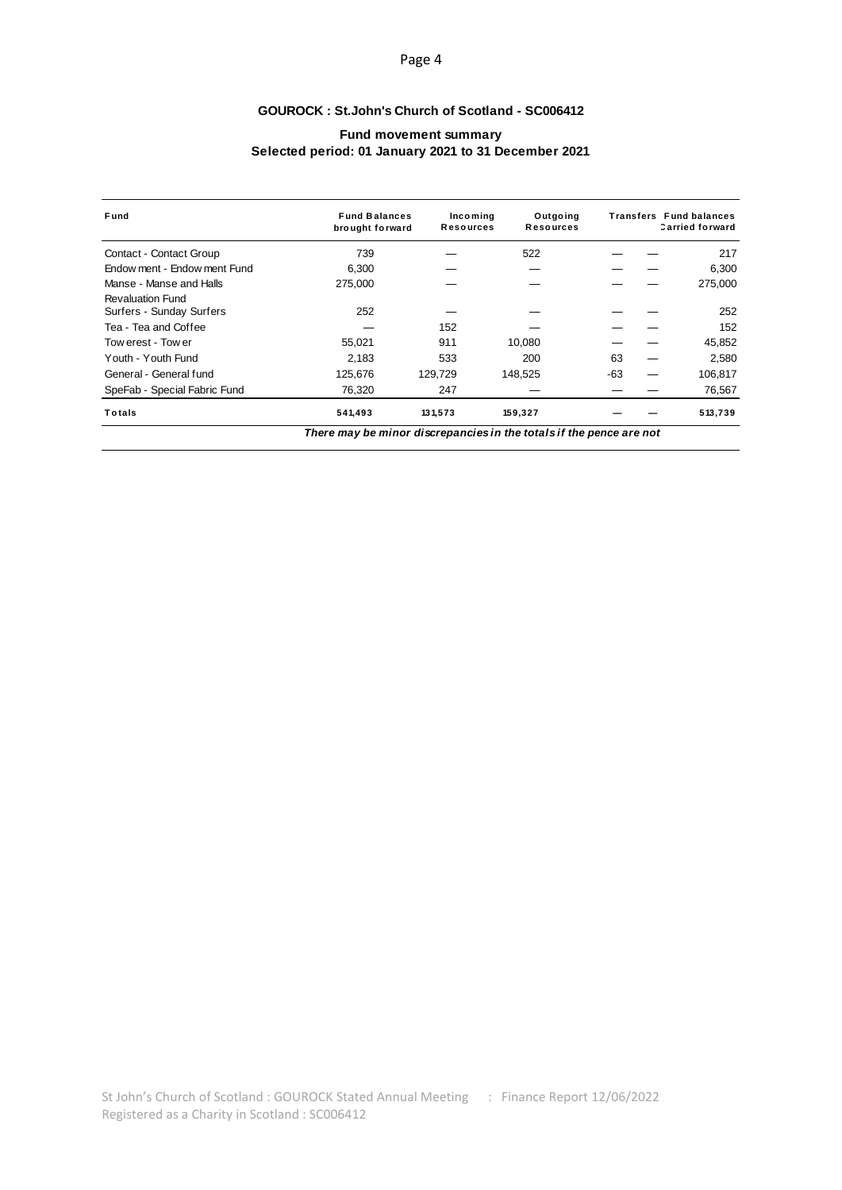**GOUROCK : St.John's Church of Scotland - SC006412**

**Fund movement summary**
**Selected period: 01 January 2021 to 31 December 2021**

| Fund | Fund Balances brought forward | Incoming Resources | Outgoing Resources | Transfers | | Fund balances Carried forward |
|---|---|---|---|---|---|---|
| Contact - Contact Group | 739 | — | 522 | — | — | 217 |
| Endowment - Endowment Fund | 6,300 | — | — | — | — | 6,300 |
| Manse - Manse and Halls Revaluation Fund | 275,000 | — | — | — | — | 275,000 |
| Surfers - Sunday Surfers | 252 | — | — | — | — | 252 |
| Tea - Tea and Coffee | — | 152 | — | — | — | 152 |
| Towerest - Tower | 55,021 | 911 | 10,080 | — | — | 45,852 |
| Youth - Youth Fund | 2,183 | 533 | 200 | 63 | — | 2,580 |
| General - General fund | 125,676 | 129,729 | 148,525 | -63 | — | 106,817 |
| SpeFab - Special Fabric Fund | 76,320 | 247 | — | — | — | 76,567 |
| **Totals** | **541,493** | **131,573** | **159,327** | **—** | **—** | **513,739** |

***There may be minor discrepancies in the totals if the pence are not***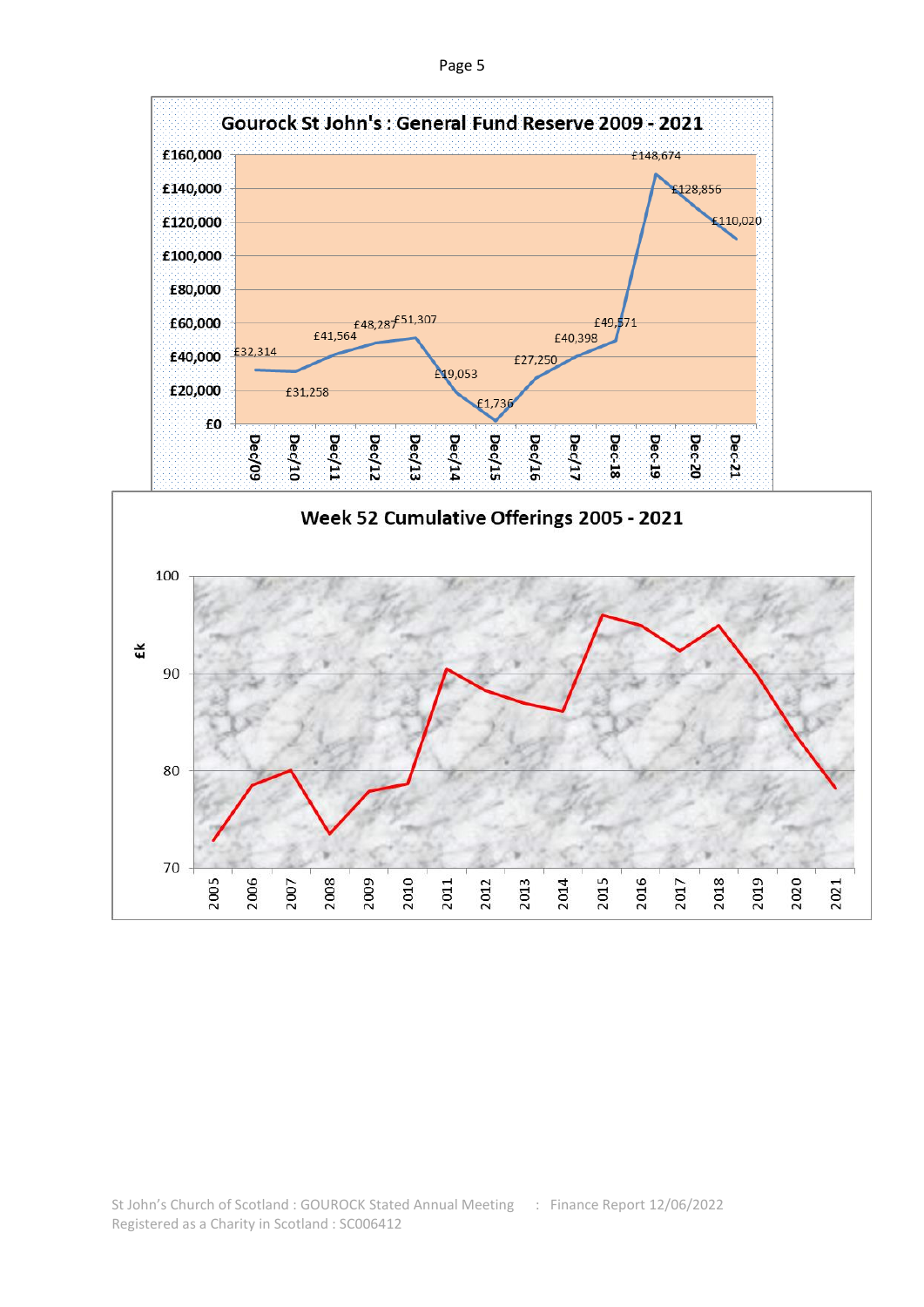## Gourock St John's : General Fund Reserve 2009 - 2021

£160,000
£140,000
£120,000
£100,000
£80,000
£60,000
£40,000
£20,000
£0

£32,314
£31,258
£41,564
£48,287
£51,307
£19,053
£1,736
£27,250
£40,398
£49,571
£148,674
£128,856
£110,020

Dec/09
Dec/10
Dec/11
Dec/12
Dec/13
Dec/14
Dec/15
Dec/16
Dec/17
Dec-18
Dec-19
Dec-20
Dec-21

## Week 52 Cumulative Offerings 2005 - 2021

£k

100
90
80
70

2005
2006
2007
2008
2009
2010
2011
2012
2013
2014
2015
2016
2017
2018
2019
2020
2021

St John's Church of Scotland : GOUROCK Stated Annual Meeting : Finance Report 12/06/2022
Registered as a Charity in Scotland : SC006412